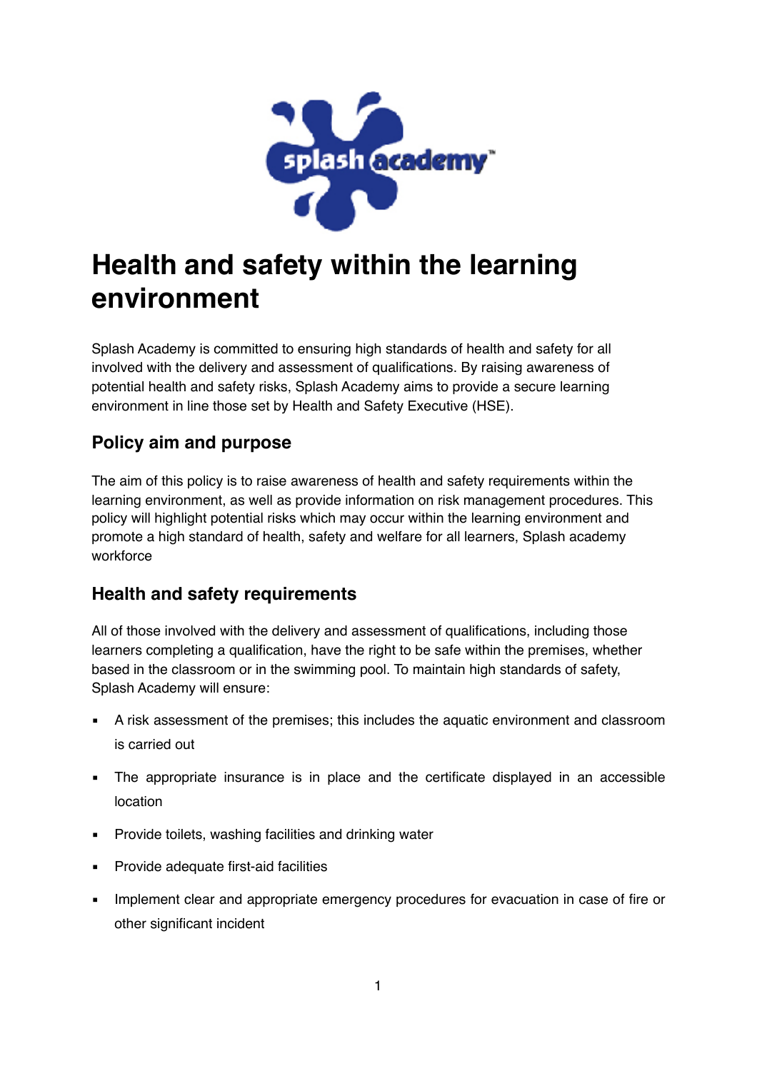# Health and safety within the learning environment

Splash Academy is committed to ensuring high standards of health and safety for all involved with the delivery and assessment of qualifications. By raising awareness of potential health and safety risks, Splash Academy aims to provide a secure learning environment in line those set by Health and Safety Executive (HSE).

## Policy aim and purpose

The aim of this policy is to raise awareness of health and safety requirements within the learning environment, as well as provide information on risk management procedures. This policy will highlight potential risks which may occur within the learning environment and promote a high standard of health, safety and welfare for all learners, Splash academy workforce

## Health and safety requirements

All of those involved with the delivery and assessment of qualifications, including those learners completing a qualification, have the right to be safe within the premises, whether based in the classroom or in the swimming pool. To maintain high standards of safety, Splash Academy will ensure:

- A risk assessment of the premises; this includes the aquatic environment and classroom is carried out
- The appropriate insurance is in place and the certificate displayed in an accessible location
- Provide toilets, washing facilities and drinking water
- Provide adequate first-aid facilities
- Implement clear and appropriate emergency procedures for evacuation in case of fire or other significant incident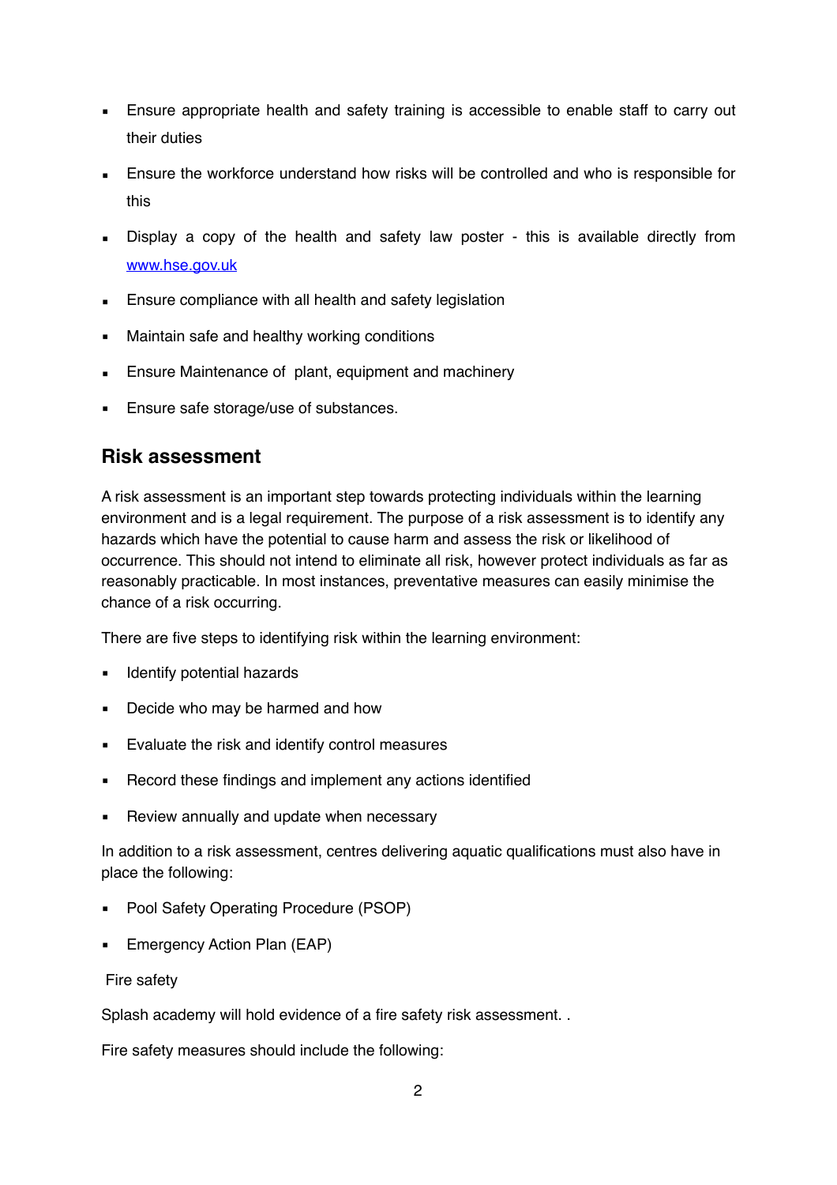- Ensure appropriate health and safety training is accessible to enable staff to carry out their duties
- Ensure the workforce understand how risks will be controlled and who is responsible for this
- Display a copy of the health and safety law poster - this is available directly from [www.hse.gov.uk](http://www.hse.gov.uk)
- Ensure compliance with all health and safety legislation
- Maintain safe and healthy working conditions
- Ensure Maintenance of  plant, equipment and machinery
- Ensure safe storage/use of substances.

## Risk assessment

A risk assessment is an important step towards protecting individuals within the learning environment and is a legal requirement. The purpose of a risk assessment is to identify any hazards which have the potential to cause harm and assess the risk or likelihood of occurrence. This should not intend to eliminate all risk, however protect individuals as far as reasonably practicable. In most instances, preventative measures can easily minimise the chance of a risk occurring.

There are five steps to identifying risk within the learning environment:

- Identify potential hazards
- Decide who may be harmed and how
- Evaluate the risk and identify control measures
- Record these findings and implement any actions identified
- Review annually and update when necessary

In addition to a risk assessment, centres delivering aquatic qualifications must also have in place the following:

- Pool Safety Operating Procedure (PSOP)
- Emergency Action Plan (EAP)

Fire safety

Splash academy will hold evidence of a fire safety risk assessment. .

Fire safety measures should include the following: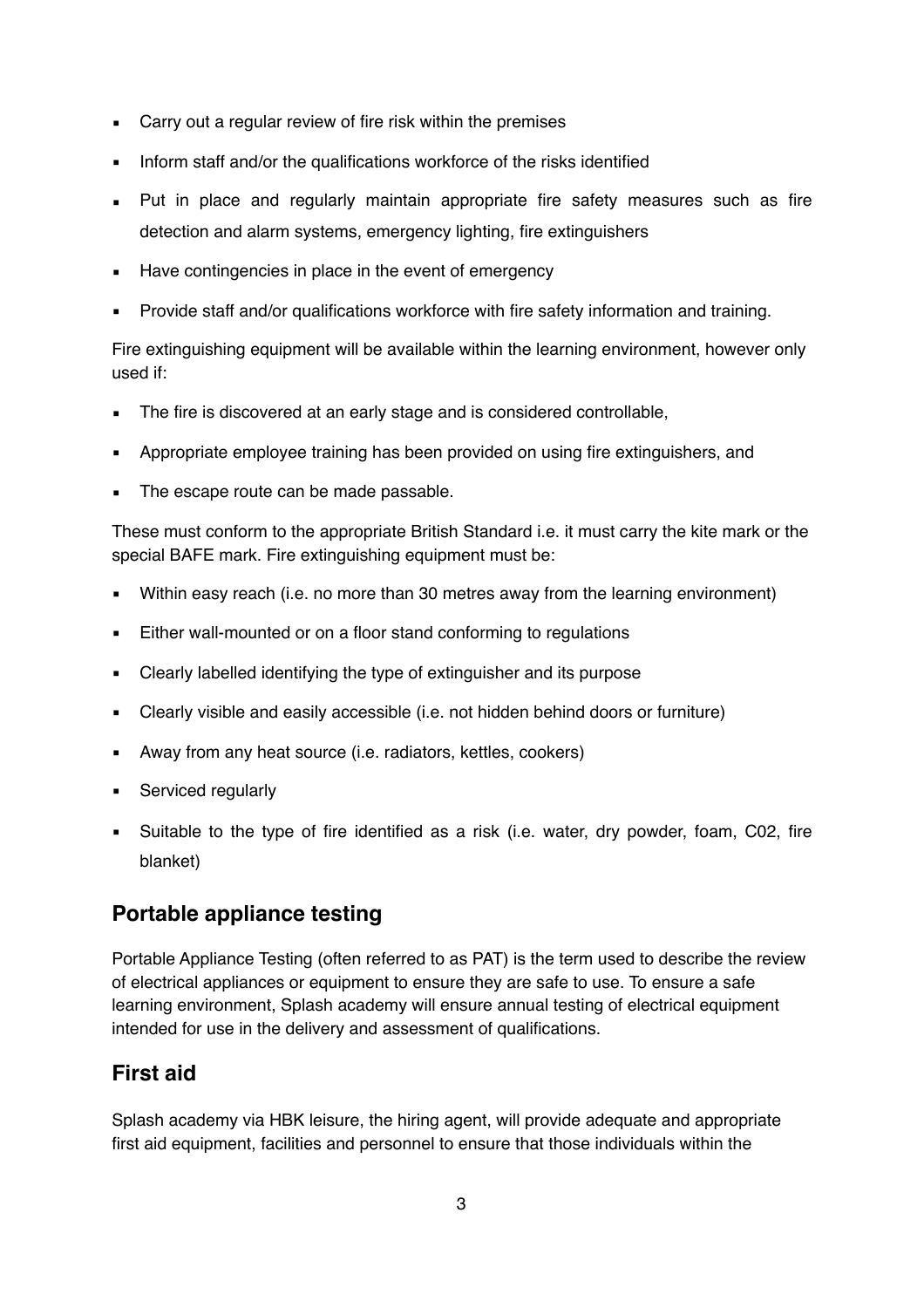- Carry out a regular review of fire risk within the premises
- Inform staff and/or the qualifications workforce of the risks identified
- Put in place and regularly maintain appropriate fire safety measures such as fire detection and alarm systems, emergency lighting, fire extinguishers
- Have contingencies in place in the event of emergency
- Provide staff and/or qualifications workforce with fire safety information and training.

Fire extinguishing equipment will be available within the learning environment, however only used if:

- The fire is discovered at an early stage and is considered controllable,
- Appropriate employee training has been provided on using fire extinguishers, and
- The escape route can be made passable.

These must conform to the appropriate British Standard i.e. it must carry the kite mark or the special BAFE mark. Fire extinguishing equipment must be:

- Within easy reach (i.e. no more than 30 metres away from the learning environment)
- Either wall-mounted or on a floor stand conforming to regulations
- Clearly labelled identifying the type of extinguisher and its purpose
- Clearly visible and easily accessible (i.e. not hidden behind doors or furniture)
- Away from any heat source (i.e. radiators, kettles, cookers)
- Serviced regularly
- Suitable to the type of fire identified as a risk (i.e. water, dry powder, foam, C02, fire blanket)

## Portable appliance testing

Portable Appliance Testing (often referred to as PAT) is the term used to describe the review of electrical appliances or equipment to ensure they are safe to use. To ensure a safe learning environment, Splash academy will ensure annual testing of electrical equipment intended for use in the delivery and assessment of qualifications.

## First aid

Splash academy via HBK leisure, the hiring agent, will provide adequate and appropriate first aid equipment, facilities and personnel to ensure that those individuals within the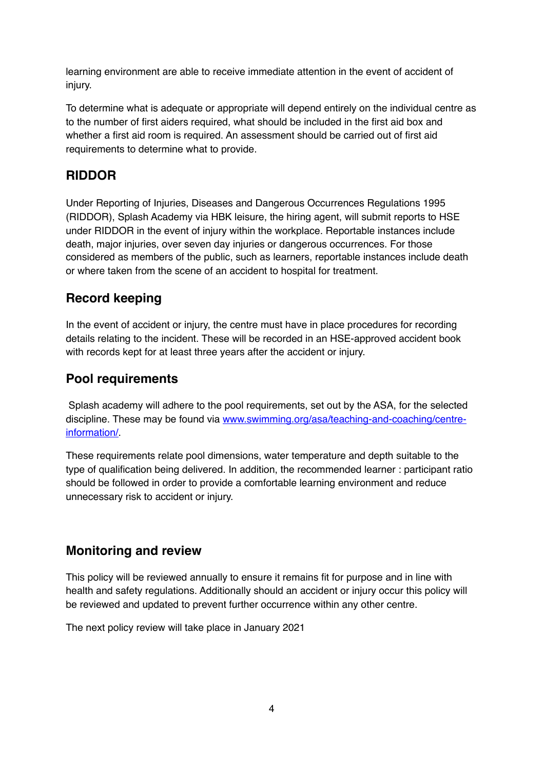learning environment are able to receive immediate attention in the event of accident of injury.

To determine what is adequate or appropriate will depend entirely on the individual centre as to the number of first aiders required, what should be included in the first aid box and whether a first aid room is required. An assessment should be carried out of first aid requirements to determine what to provide.

## RIDDOR

Under Reporting of Injuries, Diseases and Dangerous Occurrences Regulations 1995 (RIDDOR), Splash Academy via HBK leisure, the hiring agent, will submit reports to HSE under RIDDOR in the event of injury within the workplace. Reportable instances include death, major injuries, over seven day injuries or dangerous occurrences. For those considered as members of the public, such as learners, reportable instances include death or where taken from the scene of an accident to hospital for treatment.

## Record keeping

In the event of accident or injury, the centre must have in place procedures for recording details relating to the incident. These will be recorded in an HSE-approved accident book with records kept for at least three years after the accident or injury.

## Pool requirements

Splash academy will adhere to the pool requirements, set out by the ASA, for the selected discipline. These may be found via [www.swimming.org/asa/teaching-and-coaching/centre-information/](www.swimming.org/asa/teaching-and-coaching/centre-information/).

These requirements relate pool dimensions, water temperature and depth suitable to the type of qualification being delivered. In addition, the recommended learner : participant ratio should be followed in order to provide a comfortable learning environment and reduce unnecessary risk to accident or injury.

## Monitoring and review

This policy will be reviewed annually to ensure it remains fit for purpose and in line with health and safety regulations. Additionally should an accident or injury occur this policy will be reviewed and updated to prevent further occurrence within any other centre.

The next policy review will take place in January 2021